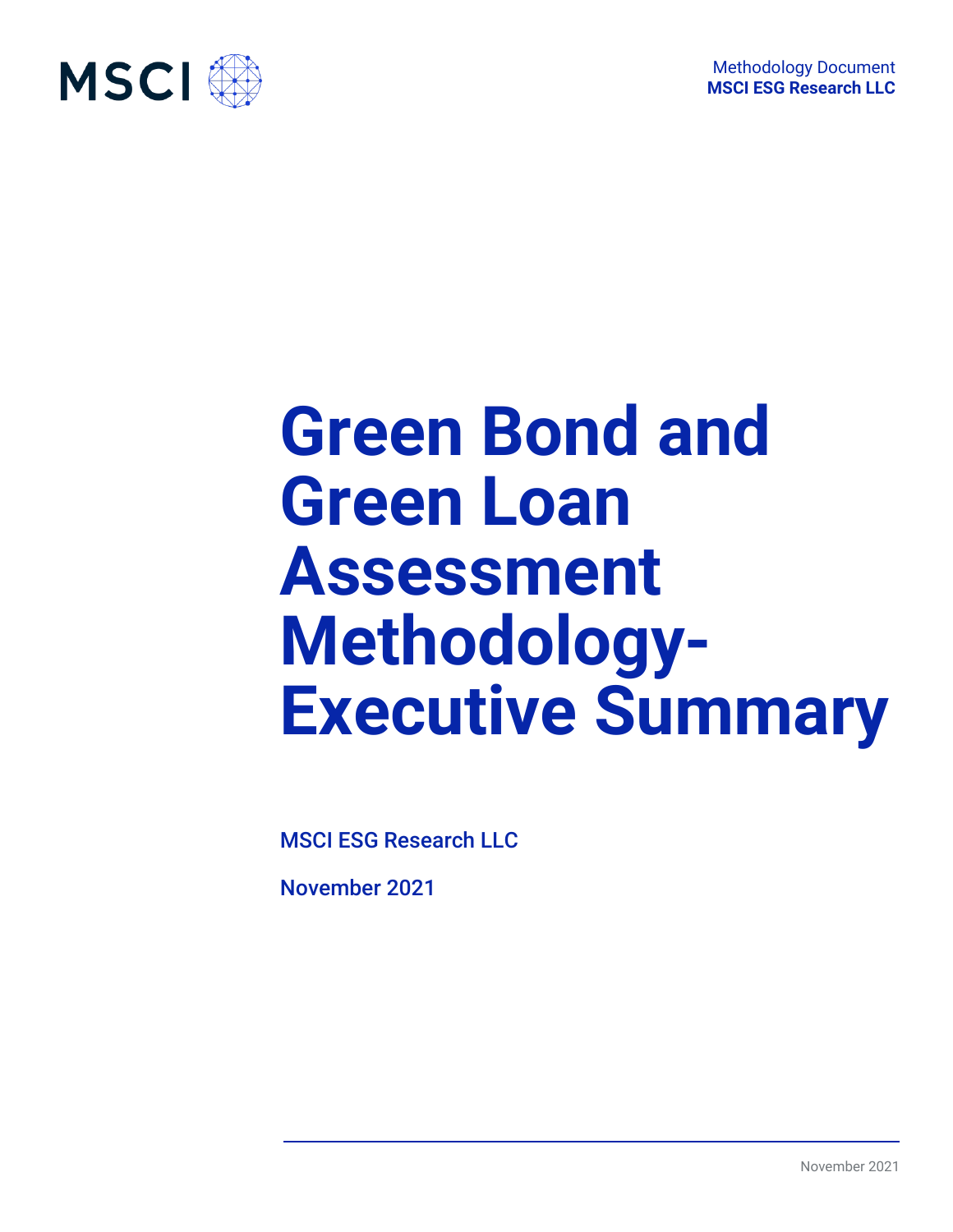Methodology Document
**MSCI ESG Research LLC**

# Green Bond and Green Loan Assessment Methodology-Executive Summary

MSCI ESG Research LLC

November 2021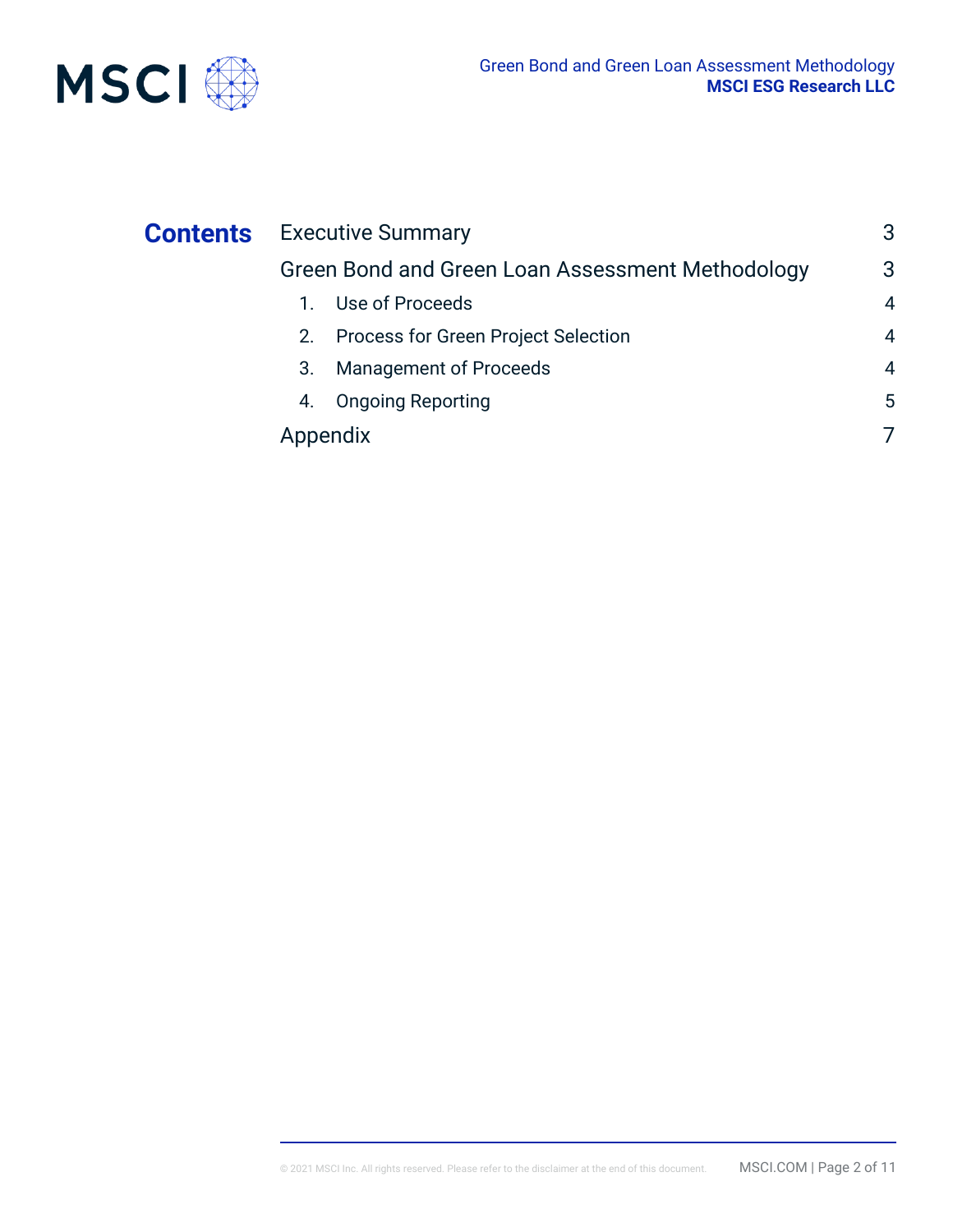# Contents

| | |
|---|---|
| Executive Summary | 3 |
| Green Bond and Green Loan Assessment Methodology | 3 |
| 1. Use of Proceeds | 4 |
| 2. Process for Green Project Selection | 4 |
| 3. Management of Proceeds | 4 |
| 4. Ongoing Reporting | 5 |
| Appendix | 7 |

© 2021 MSCI Inc. All rights reserved. Please refer to the disclaimer at the end of this document.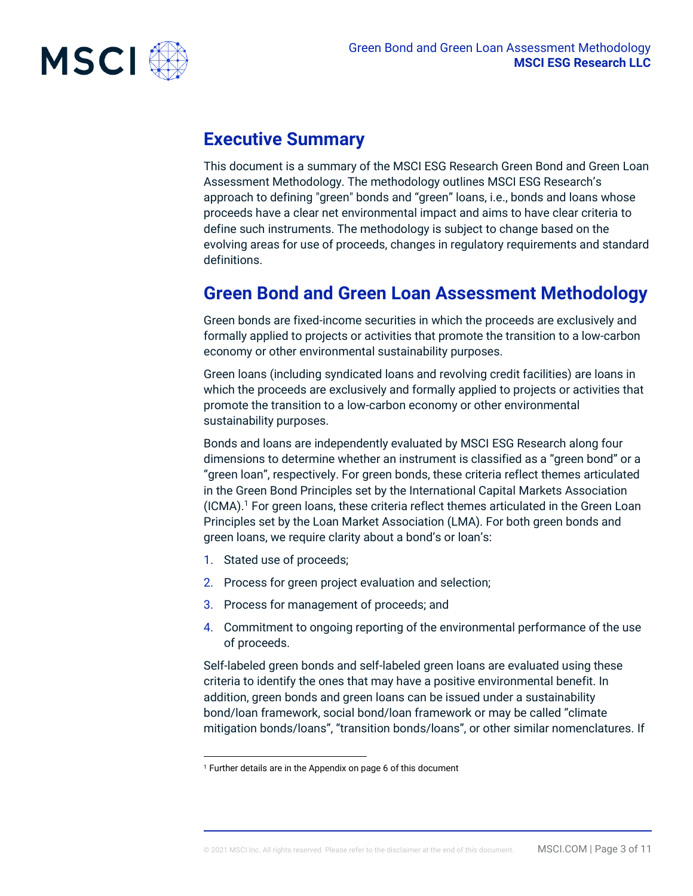## Executive Summary

This document is a summary of the MSCI ESG Research Green Bond and Green Loan Assessment Methodology. The methodology outlines MSCI ESG Research's approach to defining "green" bonds and "green" loans, i.e., bonds and loans whose proceeds have a clear net environmental impact and aims to have clear criteria to define such instruments. The methodology is subject to change based on the evolving areas for use of proceeds, changes in regulatory requirements and standard definitions.

## Green Bond and Green Loan Assessment Methodology

Green bonds are fixed-income securities in which the proceeds are exclusively and formally applied to projects or activities that promote the transition to a low-carbon economy or other environmental sustainability purposes.

Green loans (including syndicated loans and revolving credit facilities) are loans in which the proceeds are exclusively and formally applied to projects or activities that promote the transition to a low-carbon economy or other environmental sustainability purposes.

Bonds and loans are independently evaluated by MSCI ESG Research along four dimensions to determine whether an instrument is classified as a "green bond" or a "green loan", respectively. For green bonds, these criteria reflect themes articulated in the Green Bond Principles set by the International Capital Markets Association (ICMA).[1] For green loans, these criteria reflect themes articulated in the Green Loan Principles set by the Loan Market Association (LMA). For both green bonds and green loans, we require clarity about a bond's or loan's:

1. Stated use of proceeds;
2. Process for green project evaluation and selection;
3. Process for management of proceeds; and
4. Commitment to ongoing reporting of the environmental performance of the use of proceeds.

Self-labeled green bonds and self-labeled green loans are evaluated using these criteria to identify the ones that may have a positive environmental benefit. In addition, green bonds and green loans can be issued under a sustainability bond/loan framework, social bond/loan framework or may be called "climate mitigation bonds/loans", "transition bonds/loans", or other similar nomenclatures. If

[1] Further details are in the Appendix on page 6 of this document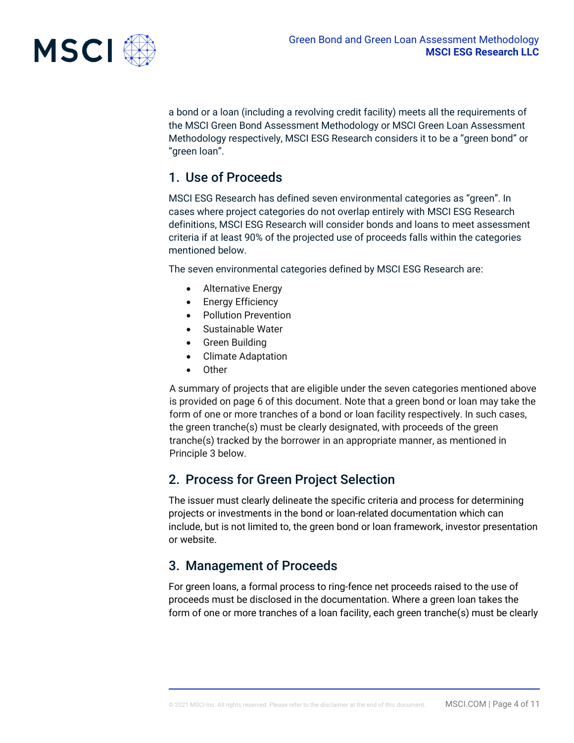a bond or a loan (including a revolving credit facility) meets all the requirements of the MSCI Green Bond Assessment Methodology or MSCI Green Loan Assessment Methodology respectively, MSCI ESG Research considers it to be a "green bond" or "green loan".

## 1. Use of Proceeds

MSCI ESG Research has defined seven environmental categories as "green". In cases where project categories do not overlap entirely with MSCI ESG Research definitions, MSCI ESG Research will consider bonds and loans to meet assessment criteria if at least 90% of the projected use of proceeds falls within the categories mentioned below.

The seven environmental categories defined by MSCI ESG Research are:

- Alternative Energy
- Energy Efficiency
- Pollution Prevention
- Sustainable Water
- Green Building
- Climate Adaptation
- Other

A summary of projects that are eligible under the seven categories mentioned above is provided on page 6 of this document. Note that a green bond or loan may take the form of one or more tranches of a bond or loan facility respectively. In such cases, the green tranche(s) must be clearly designated, with proceeds of the green tranche(s) tracked by the borrower in an appropriate manner, as mentioned in Principle 3 below.

## 2. Process for Green Project Selection

The issuer must clearly delineate the specific criteria and process for determining projects or investments in the bond or loan-related documentation which can include, but is not limited to, the green bond or loan framework, investor presentation or website.

## 3. Management of Proceeds

For green loans, a formal process to ring-fence net proceeds raised to the use of proceeds must be disclosed in the documentation. Where a green loan takes the form of one or more tranches of a loan facility, each green tranche(s) must be clearly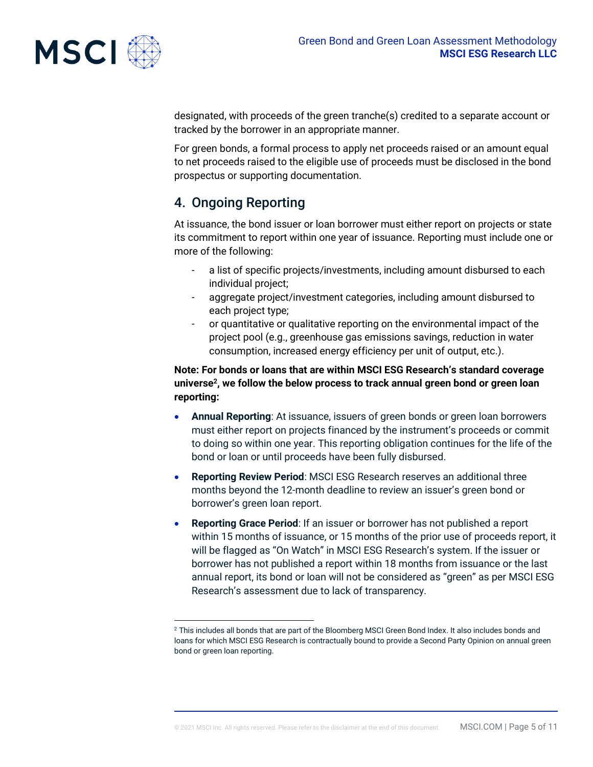designated, with proceeds of the green tranche(s) credited to a separate account or tracked by the borrower in an appropriate manner.

For green bonds, a formal process to apply net proceeds raised or an amount equal to net proceeds raised to the eligible use of proceeds must be disclosed in the bond prospectus or supporting documentation.

## 4. Ongoing Reporting

At issuance, the bond issuer or loan borrower must either report on projects or state its commitment to report within one year of issuance. Reporting must include one or more of the following:

- a list of specific projects/investments, including amount disbursed to each individual project;
- aggregate project/investment categories, including amount disbursed to each project type;
- or quantitative or qualitative reporting on the environmental impact of the project pool (e.g., greenhouse gas emissions savings, reduction in water consumption, increased energy efficiency per unit of output, etc.).

**Note: For bonds or loans that are within MSCI ESG Research's standard coverage universe[2], we follow the below process to track annual green bond or green loan reporting:**

- **Annual Reporting**: At issuance, issuers of green bonds or green loan borrowers must either report on projects financed by the instrument's proceeds or commit to doing so within one year. This reporting obligation continues for the life of the bond or loan or until proceeds have been fully disbursed.
- **Reporting Review Period**: MSCI ESG Research reserves an additional three months beyond the 12-month deadline to review an issuer's green bond or borrower's green loan report.
- **Reporting Grace Period**: If an issuer or borrower has not published a report within 15 months of issuance, or 15 months of the prior use of proceeds report, it will be flagged as "On Watch" in MSCI ESG Research's system. If the issuer or borrower has not published a report within 18 months from issuance or the last annual report, its bond or loan will not be considered as "green" as per MSCI ESG Research's assessment due to lack of transparency.

[2] This includes all bonds that are part of the Bloomberg MSCI Green Bond Index. It also includes bonds and loans for which MSCI ESG Research is contractually bound to provide a Second Party Opinion on annual green bond or green loan reporting.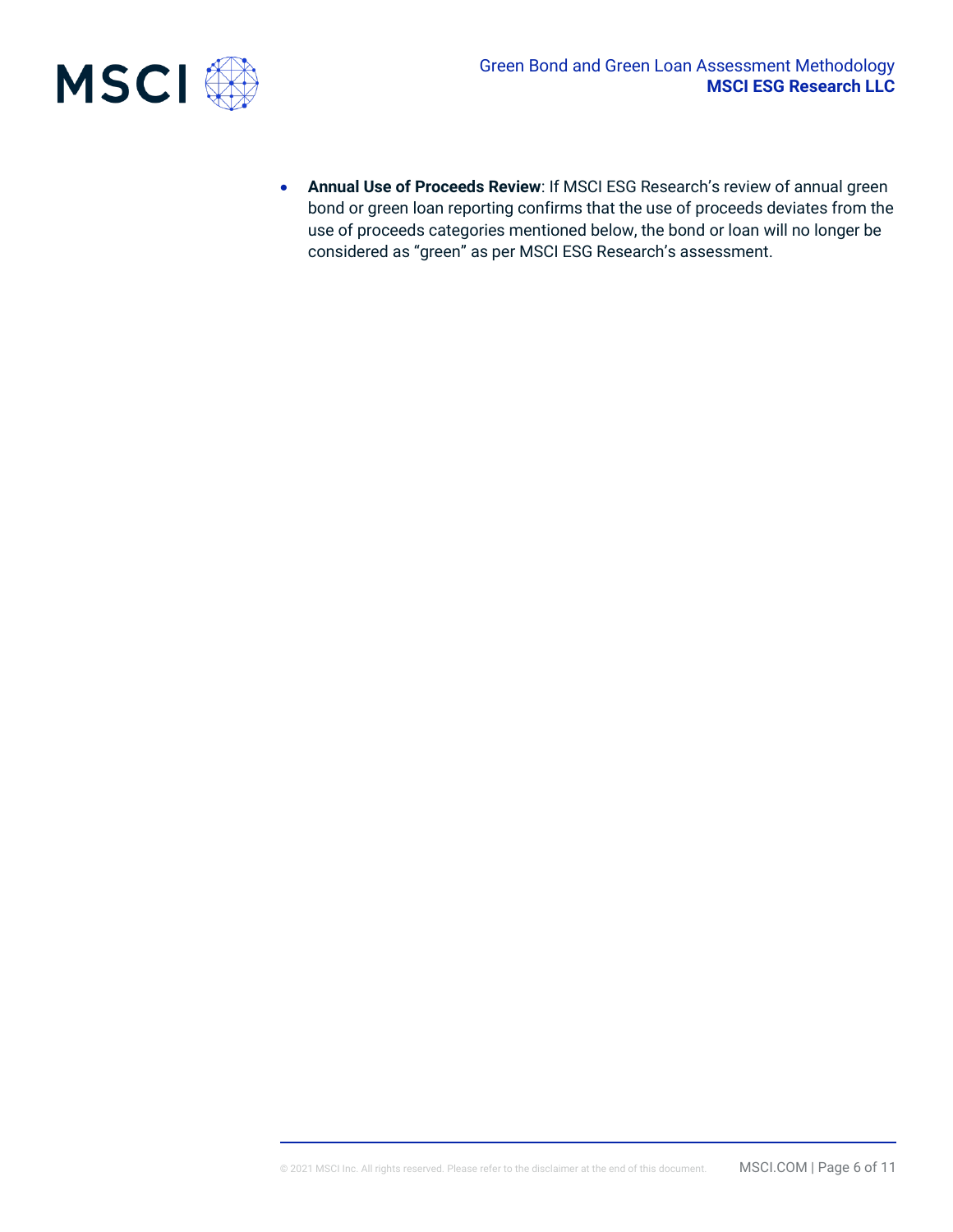- **Annual Use of Proceeds Review**: If MSCI ESG Research's review of annual green bond or green loan reporting confirms that the use of proceeds deviates from the use of proceeds categories mentioned below, the bond or loan will no longer be considered as "green" as per MSCI ESG Research's assessment.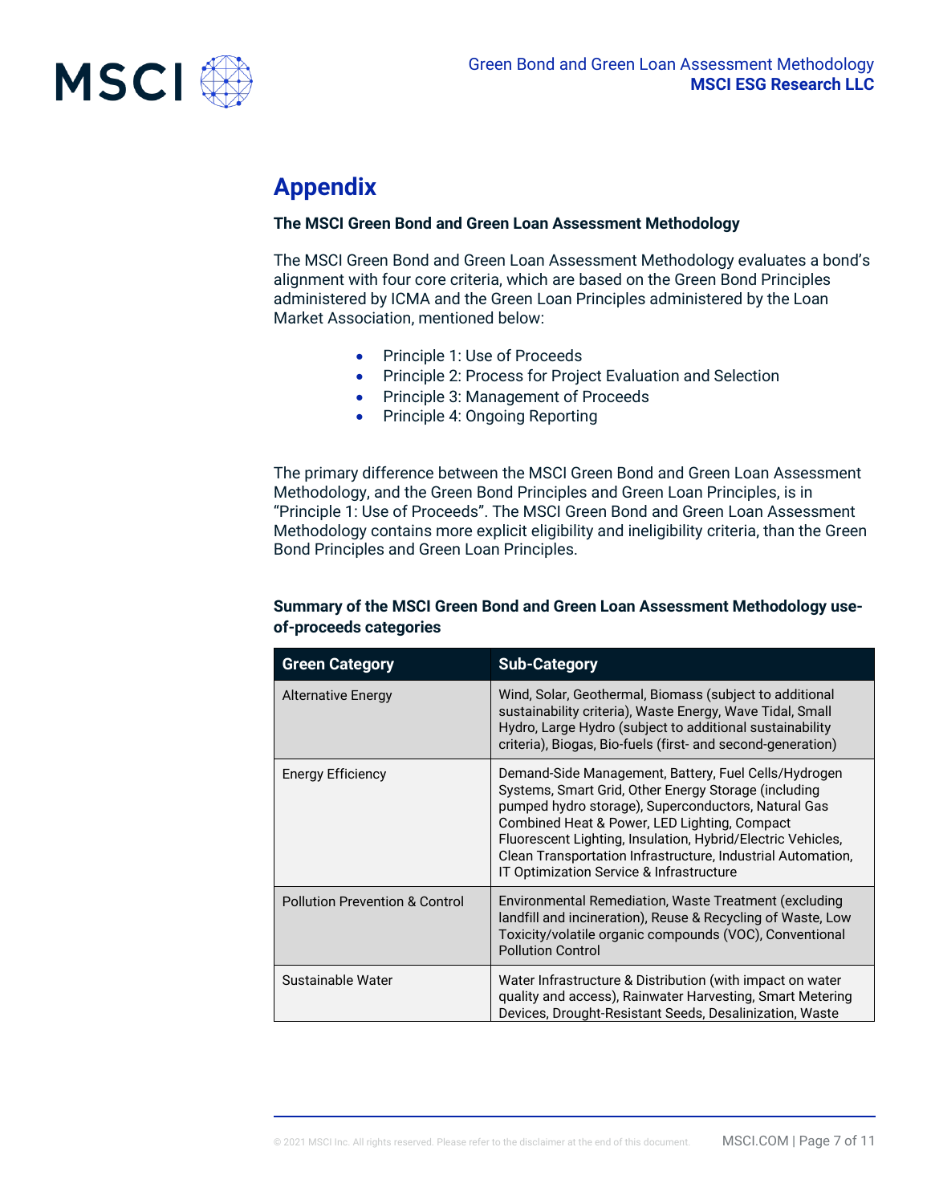# Appendix

**The MSCI Green Bond and Green Loan Assessment Methodology**

The MSCI Green Bond and Green Loan Assessment Methodology evaluates a bond's alignment with four core criteria, which are based on the Green Bond Principles administered by ICMA and the Green Loan Principles administered by the Loan Market Association, mentioned below:

- Principle 1: Use of Proceeds
- Principle 2: Process for Project Evaluation and Selection
- Principle 3: Management of Proceeds
- Principle 4: Ongoing Reporting

The primary difference between the MSCI Green Bond and Green Loan Assessment Methodology, and the Green Bond Principles and Green Loan Principles, is in "Principle 1: Use of Proceeds". The MSCI Green Bond and Green Loan Assessment Methodology contains more explicit eligibility and ineligibility criteria, than the Green Bond Principles and Green Loan Principles.

**Summary of the MSCI Green Bond and Green Loan Assessment Methodology use-of-proceeds categories**

| Green Category | Sub-Category |
|---|---|
| Alternative Energy | Wind, Solar, Geothermal, Biomass (subject to additional sustainability criteria), Waste Energy, Wave Tidal, Small Hydro, Large Hydro (subject to additional sustainability criteria), Biogas, Bio-fuels (first- and second-generation) |
| Energy Efficiency | Demand-Side Management, Battery, Fuel Cells/Hydrogen Systems, Smart Grid, Other Energy Storage (including pumped hydro storage), Superconductors, Natural Gas Combined Heat & Power, LED Lighting, Compact Fluorescent Lighting, Insulation, Hybrid/Electric Vehicles, Clean Transportation Infrastructure, Industrial Automation, IT Optimization Service & Infrastructure |
| Pollution Prevention & Control | Environmental Remediation, Waste Treatment (excluding landfill and incineration), Reuse & Recycling of Waste, Low Toxicity/volatile organic compounds (VOC), Conventional Pollution Control |
| Sustainable Water | Water Infrastructure & Distribution (with impact on water quality and access), Rainwater Harvesting, Smart Metering Devices, Drought-Resistant Seeds, Desalinization, Waste |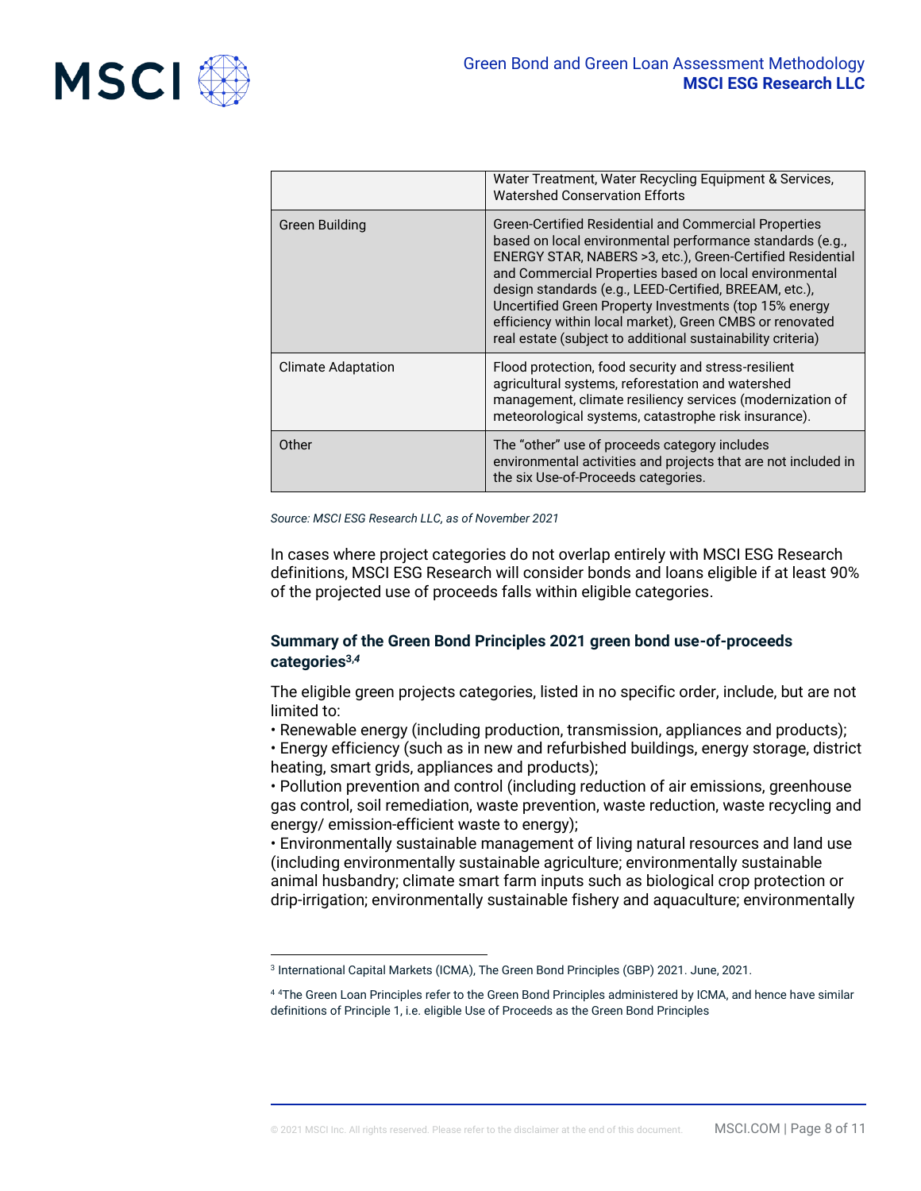| | |
|---|---|
| | Water Treatment, Water Recycling Equipment & Services, Watershed Conservation Efforts |
| Green Building | Green-Certified Residential and Commercial Properties based on local environmental performance standards (e.g., ENERGY STAR, NABERS >3, etc.), Green-Certified Residential and Commercial Properties based on local environmental design standards (e.g., LEED-Certified, BREEAM, etc.), Uncertified Green Property Investments (top 15% energy efficiency within local market), Green CMBS or renovated real estate (subject to additional sustainability criteria) |
| Climate Adaptation | Flood protection, food security and stress-resilient agricultural systems, reforestation and watershed management, climate resiliency services (modernization of meteorological systems, catastrophe risk insurance). |
| Other | The "other" use of proceeds category includes environmental activities and projects that are not included in the six Use-of-Proceeds categories. |

*Source: MSCI ESG Research LLC, as of November 2021*

In cases where project categories do not overlap entirely with MSCI ESG Research definitions, MSCI ESG Research will consider bonds and loans eligible if at least 90% of the projected use of proceeds falls within eligible categories.

### Summary of the Green Bond Principles 2021 green bond use-of-proceeds categories[3,4]

The eligible green projects categories, listed in no specific order, include, but are not limited to:

- Renewable energy (including production, transmission, appliances and products);
- Energy efficiency (such as in new and refurbished buildings, energy storage, district heating, smart grids, appliances and products);
- Pollution prevention and control (including reduction of air emissions, greenhouse gas control, soil remediation, waste prevention, waste reduction, waste recycling and energy/ emission-efficient waste to energy);
- Environmentally sustainable management of living natural resources and land use (including environmentally sustainable agriculture; environmentally sustainable animal husbandry; climate smart farm inputs such as biological crop protection or drip-irrigation; environmentally sustainable fishery and aquaculture; environmentally

---

[3] International Capital Markets (ICMA), The Green Bond Principles (GBP) 2021. June, 2021.

[4] [4]The Green Loan Principles refer to the Green Bond Principles administered by ICMA, and hence have similar definitions of Principle 1, i.e. eligible Use of Proceeds as the Green Bond Principles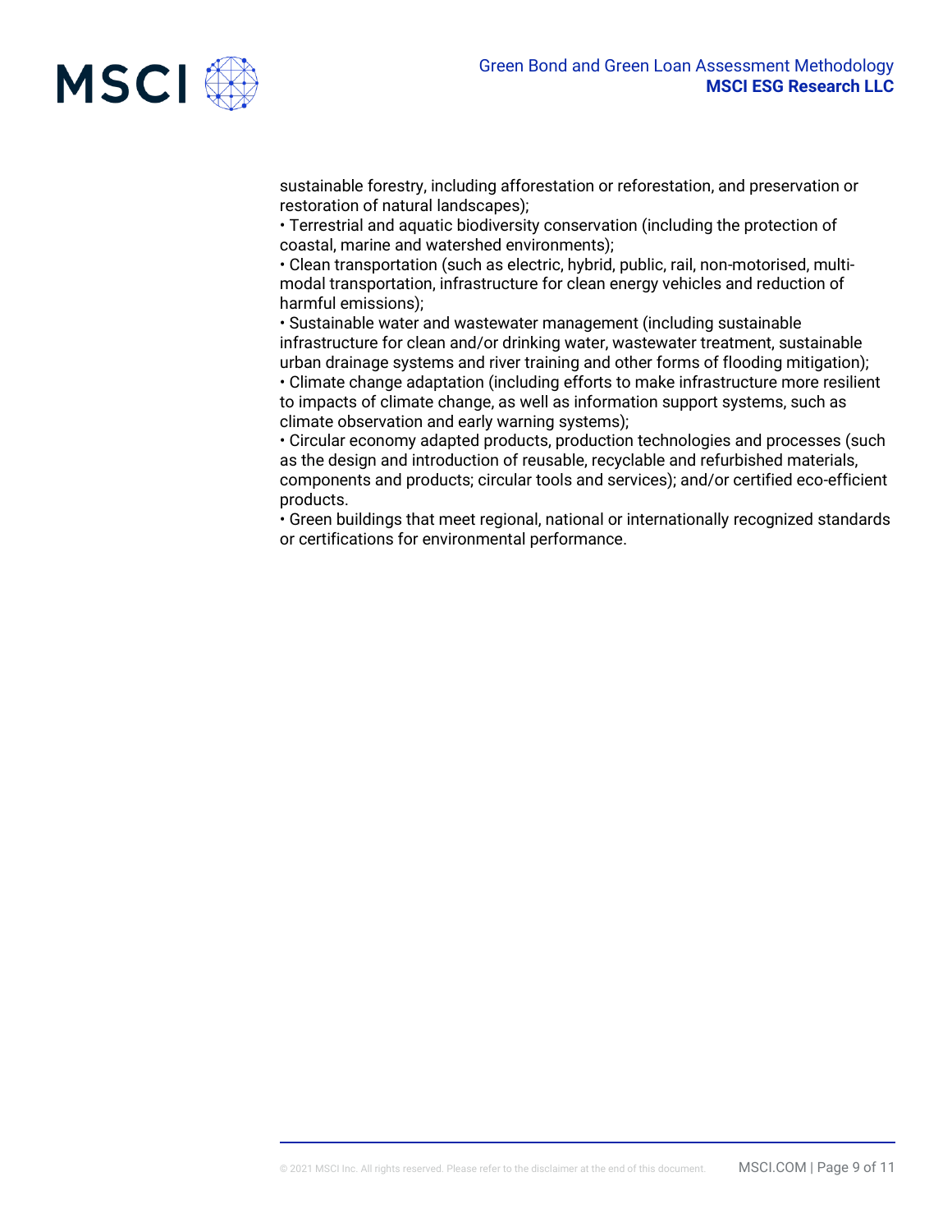sustainable forestry, including afforestation or reforestation, and preservation or restoration of natural landscapes);

• Terrestrial and aquatic biodiversity conservation (including the protection of coastal, marine and watershed environments);

• Clean transportation (such as electric, hybrid, public, rail, non-motorised, multi-modal transportation, infrastructure for clean energy vehicles and reduction of harmful emissions);

• Sustainable water and wastewater management (including sustainable infrastructure for clean and/or drinking water, wastewater treatment, sustainable urban drainage systems and river training and other forms of flooding mitigation);

• Climate change adaptation (including efforts to make infrastructure more resilient to impacts of climate change, as well as information support systems, such as climate observation and early warning systems);

• Circular economy adapted products, production technologies and processes (such as the design and introduction of reusable, recyclable and refurbished materials, components and products; circular tools and services); and/or certified eco-efficient products.

• Green buildings that meet regional, national or internationally recognized standards or certifications for environmental performance.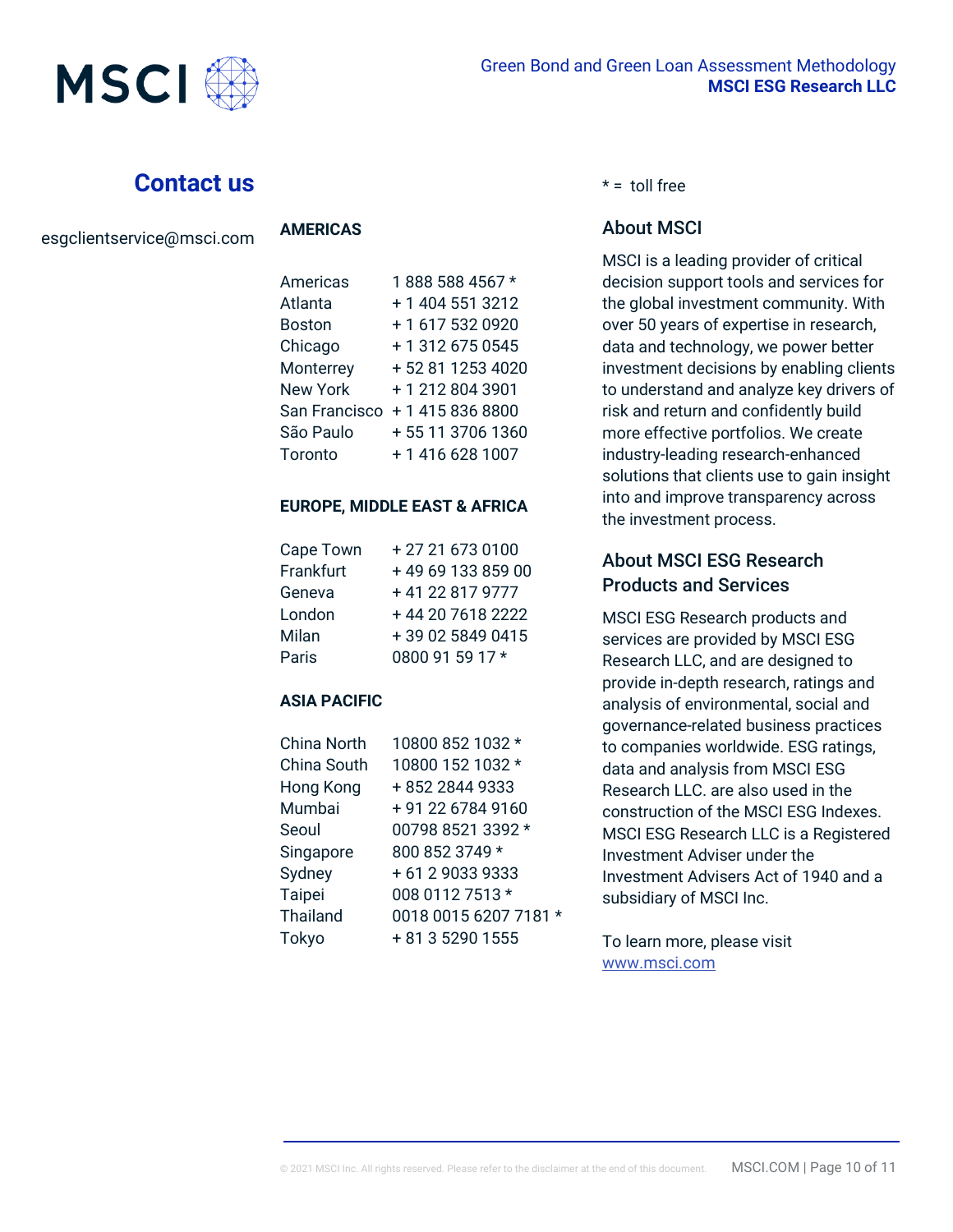## Contact us

esgclientservice@msci.com

**AMERICAS**

| | |
|---|---|
| Americas | 1 888 588 4567 * |
| Atlanta | + 1 404 551 3212 |
| Boston | + 1 617 532 0920 |
| Chicago | + 1 312 675 0545 |
| Monterrey | + 52 81 1253 4020 |
| New York | + 1 212 804 3901 |
| San Francisco | + 1 415 836 8800 |
| São Paulo | + 55 11 3706 1360 |
| Toronto | + 1 416 628 1007 |

**EUROPE, MIDDLE EAST & AFRICA**

| | |
|---|---|
| Cape Town | + 27 21 673 0100 |
| Frankfurt | + 49 69 133 859 00 |
| Geneva | + 41 22 817 9777 |
| London | + 44 20 7618 2222 |
| Milan | + 39 02 5849 0415 |
| Paris | 0800 91 59 17 * |

**ASIA PACIFIC**

| | |
|---|---|
| China North | 10800 852 1032 * |
| China South | 10800 152 1032 * |
| Hong Kong | + 852 2844 9333 |
| Mumbai | + 91 22 6784 9160 |
| Seoul | 00798 8521 3392 * |
| Singapore | 800 852 3749 * |
| Sydney | + 61 2 9033 9333 |
| Taipei | 008 0112 7513 * |
| Thailand | 0018 0015 6207 7181 * |
| Tokyo | + 81 3 5290 1555 |

* = toll free

### About MSCI

MSCI is a leading provider of critical decision support tools and services for the global investment community. With over 50 years of expertise in research, data and technology, we power better investment decisions by enabling clients to understand and analyze key drivers of risk and return and confidently build more effective portfolios. We create industry-leading research-enhanced solutions that clients use to gain insight into and improve transparency across the investment process.

### About MSCI ESG Research Products and Services

MSCI ESG Research products and services are provided by MSCI ESG Research LLC, and are designed to provide in-depth research, ratings and analysis of environmental, social and governance-related business practices to companies worldwide. ESG ratings, data and analysis from MSCI ESG Research LLC. are also used in the construction of the MSCI ESG Indexes. MSCI ESG Research LLC is a Registered Investment Adviser under the Investment Advisers Act of 1940 and a subsidiary of MSCI Inc.

To learn more, please visit www.msci.com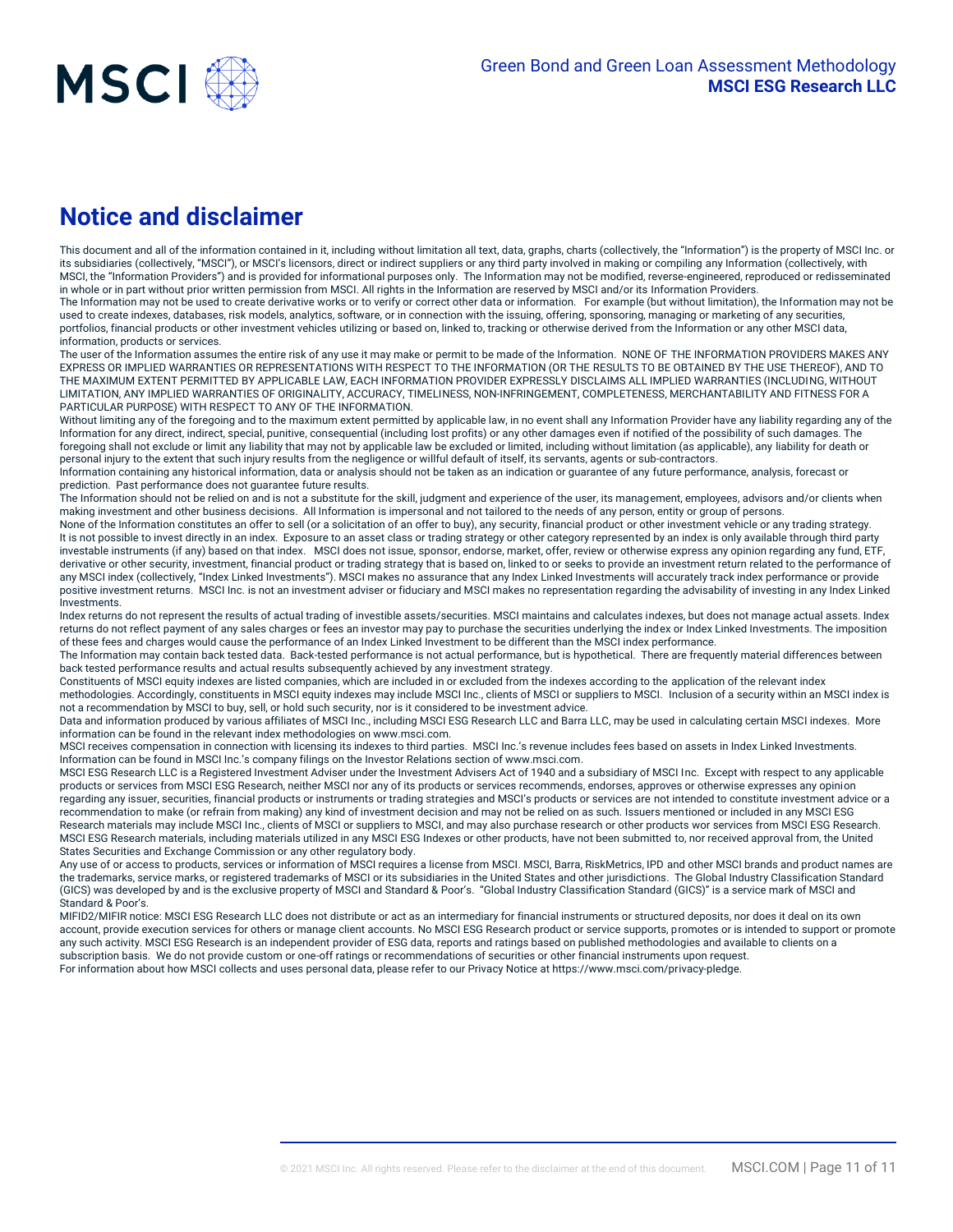## Notice and disclaimer

This document and all of the information contained in it, including without limitation all text, data, graphs, charts (collectively, the "Information") is the property of MSCI Inc. or its subsidiaries (collectively, "MSCI"), or MSCI's licensors, direct or indirect suppliers or any third party involved in making or compiling any Information (collectively, with MSCI, the "Information Providers") and is provided for informational purposes only. The Information may not be modified, reverse-engineered, reproduced or redisseminated in whole or in part without prior written permission from MSCI. All rights in the Information are reserved by MSCI and/or its Information Providers.

The Information may not be used to create derivative works or to verify or correct other data or information. For example (but without limitation), the Information may not be used to create indexes, databases, risk models, analytics, software, or in connection with the issuing, offering, sponsoring, managing or marketing of any securities, portfolios, financial products or other investment vehicles utilizing or based on, linked to, tracking or otherwise derived from the Information or any other MSCI data, information, products or services.

The user of the Information assumes the entire risk of any use it may make or permit to be made of the Information. NONE OF THE INFORMATION PROVIDERS MAKES ANY EXPRESS OR IMPLIED WARRANTIES OR REPRESENTATIONS WITH RESPECT TO THE INFORMATION (OR THE RESULTS TO BE OBTAINED BY THE USE THEREOF), AND TO THE MAXIMUM EXTENT PERMITTED BY APPLICABLE LAW, EACH INFORMATION PROVIDER EXPRESSLY DISCLAIMS ALL IMPLIED WARRANTIES (INCLUDING, WITHOUT LIMITATION, ANY IMPLIED WARRANTIES OF ORIGINALITY, ACCURACY, TIMELINESS, NON-INFRINGEMENT, COMPLETENESS, MERCHANTABILITY AND FITNESS FOR A PARTICULAR PURPOSE) WITH RESPECT TO ANY OF THE INFORMATION.

Without limiting any of the foregoing and to the maximum extent permitted by applicable law, in no event shall any Information Provider have any liability regarding any of the Information for any direct, indirect, special, punitive, consequential (including lost profits) or any other damages even if notified of the possibility of such damages. The foregoing shall not exclude or limit any liability that may not by applicable law be excluded or limited, including without limitation (as applicable), any liability for death or personal injury to the extent that such injury results from the negligence or willful default of itself, its servants, agents or sub-contractors.

Information containing any historical information, data or analysis should not be taken as an indication or guarantee of any future performance, analysis, forecast or prediction. Past performance does not guarantee future results.

The Information should not be relied on and is not a substitute for the skill, judgment and experience of the user, its management, employees, advisors and/or clients when making investment and other business decisions. All Information is impersonal and not tailored to the needs of any person, entity or group of persons.

None of the Information constitutes an offer to sell (or a solicitation of an offer to buy), any security, financial product or other investment vehicle or any trading strategy.

It is not possible to invest directly in an index. Exposure to an asset class or trading strategy or other category represented by an index is only available through third party investable instruments (if any) based on that index. MSCI does not issue, sponsor, endorse, market, offer, review or otherwise express any opinion regarding any fund, ETF, derivative or other security, investment, financial product or trading strategy that is based on, linked to or seeks to provide an investment return related to the performance of any MSCI index (collectively, "Index Linked Investments"). MSCI makes no assurance that any Index Linked Investments will accurately track index performance or provide positive investment returns. MSCI Inc. is not an investment adviser or fiduciary and MSCI makes no representation regarding the advisability of investing in any Index Linked Investments.

Index returns do not represent the results of actual trading of investible assets/securities. MSCI maintains and calculates indexes, but does not manage actual assets. Index returns do not reflect payment of any sales charges or fees an investor may pay to purchase the securities underlying the index or Index Linked Investments. The imposition of these fees and charges would cause the performance of an Index Linked Investment to be different than the MSCI index performance.

The Information may contain back tested data. Back-tested performance is not actual performance, but is hypothetical. There are frequently material differences between back tested performance results and actual results subsequently achieved by any investment strategy.

Constituents of MSCI equity indexes are listed companies, which are included in or excluded from the indexes according to the application of the relevant index methodologies. Accordingly, constituents in MSCI equity indexes may include MSCI Inc., clients of MSCI or suppliers to MSCI. Inclusion of a security within an MSCI index is not a recommendation by MSCI to buy, sell, or hold such security, nor is it considered to be investment advice.

Data and information produced by various affiliates of MSCI Inc., including MSCI ESG Research LLC and Barra LLC, may be used in calculating certain MSCI indexes. More information can be found in the relevant index methodologies on www.msci.com.

MSCI receives compensation in connection with licensing its indexes to third parties. MSCI Inc.'s revenue includes fees based on assets in Index Linked Investments. Information can be found in MSCI Inc.'s company filings on the Investor Relations section of www.msci.com.

MSCI ESG Research LLC is a Registered Investment Adviser under the Investment Advisers Act of 1940 and a subsidiary of MSCI Inc. Except with respect to any applicable products or services from MSCI ESG Research, neither MSCI nor any of its products or services recommends, endorses, approves or otherwise expresses any opinion regarding any issuer, securities, financial products or instruments or trading strategies and MSCI's products or services are not intended to constitute investment advice or a recommendation to make (or refrain from making) any kind of investment decision and may not be relied on as such. Issuers mentioned or included in any MSCI ESG Research materials may include MSCI Inc., clients of MSCI or suppliers to MSCI, and may also purchase research or other products wor services from MSCI ESG Research. MSCI ESG Research materials, including materials utilized in any MSCI ESG Indexes or other products, have not been submitted to, nor received approval from, the United States Securities and Exchange Commission or any other regulatory body.

Any use of or access to products, services or information of MSCI requires a license from MSCI. MSCI, Barra, RiskMetrics, IPD and other MSCI brands and product names are the trademarks, service marks, or registered trademarks of MSCI or its subsidiaries in the United States and other jurisdictions. The Global Industry Classification Standard (GICS) was developed by and is the exclusive property of MSCI and Standard & Poor's. "Global Industry Classification Standard (GICS)" is a service mark of MSCI and Standard & Poor's.

MIFID2/MIFIR notice: MSCI ESG Research LLC does not distribute or act as an intermediary for financial instruments or structured deposits, nor does it deal on its own account, provide execution services for others or manage client accounts. No MSCI ESG Research product or service supports, promotes or is intended to support or promote any such activity. MSCI ESG Research is an independent provider of ESG data, reports and ratings based on published methodologies and available to clients on a subscription basis. We do not provide custom or one-off ratings or recommendations of securities or other financial instruments upon request.

For information about how MSCI collects and uses personal data, please refer to our Privacy Notice at https://www.msci.com/privacy-pledge.